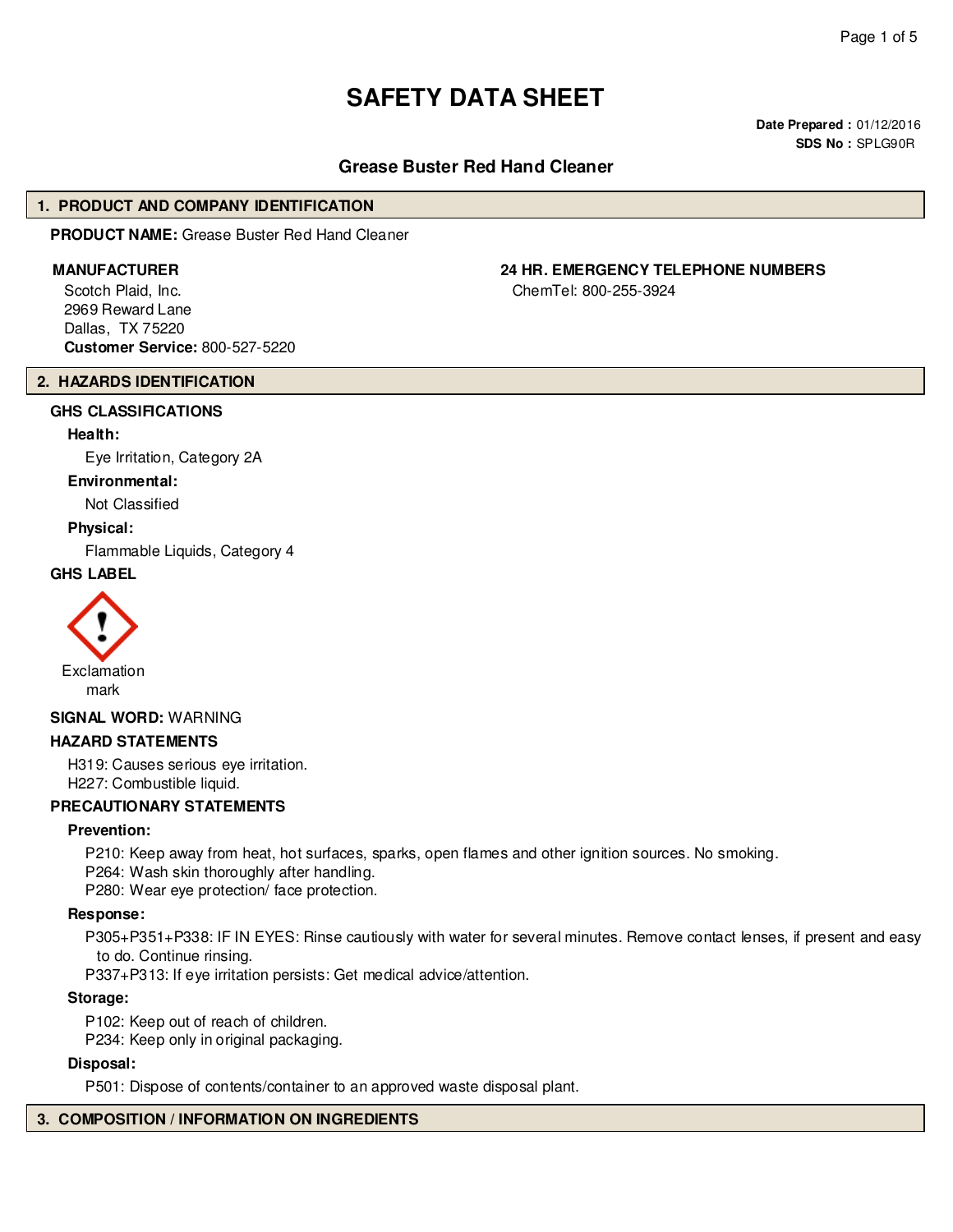# SAFETY DATA SHEET

**Date Prepared :** 01/12/2016
**SDS No :** SPLG90R

## Grease Buster Red Hand Cleaner

## 1. PRODUCT AND COMPANY IDENTIFICATION

**PRODUCT NAME:** Grease Buster Red Hand Cleaner

**MANUFACTURER**

Scotch Plaid, Inc.
2969 Reward Lane
Dallas, TX 75220
**Customer Service:** 800-527-5220

**24 HR. EMERGENCY TELEPHONE NUMBERS**

ChemTel: 800-255-3924

## 2. HAZARDS IDENTIFICATION

**GHS CLASSIFICATIONS**

**Health:**

Eye Irritation, Category 2A

**Environmental:**

Not Classified

**Physical:**

Flammable Liquids, Category 4

**GHS LABEL**

Exclamation mark

**SIGNAL WORD:** WARNING

**HAZARD STATEMENTS**

H319: Causes serious eye irritation.
H227: Combustible liquid.

**PRECAUTIONARY STATEMENTS**

**Prevention:**

P210: Keep away from heat, hot surfaces, sparks, open flames and other ignition sources. No smoking.
P264: Wash skin thoroughly after handling.
P280: Wear eye protection/ face protection.

**Response:**

P305+P351+P338: IF IN EYES: Rinse cautiously with water for several minutes. Remove contact lenses, if present and easy to do. Continue rinsing.
P337+P313: If eye irritation persists: Get medical advice/attention.

**Storage:**

P102: Keep out of reach of children.
P234: Keep only in original packaging.

**Disposal:**

P501: Dispose of contents/container to an approved waste disposal plant.

## 3. COMPOSITION / INFORMATION ON INGREDIENTS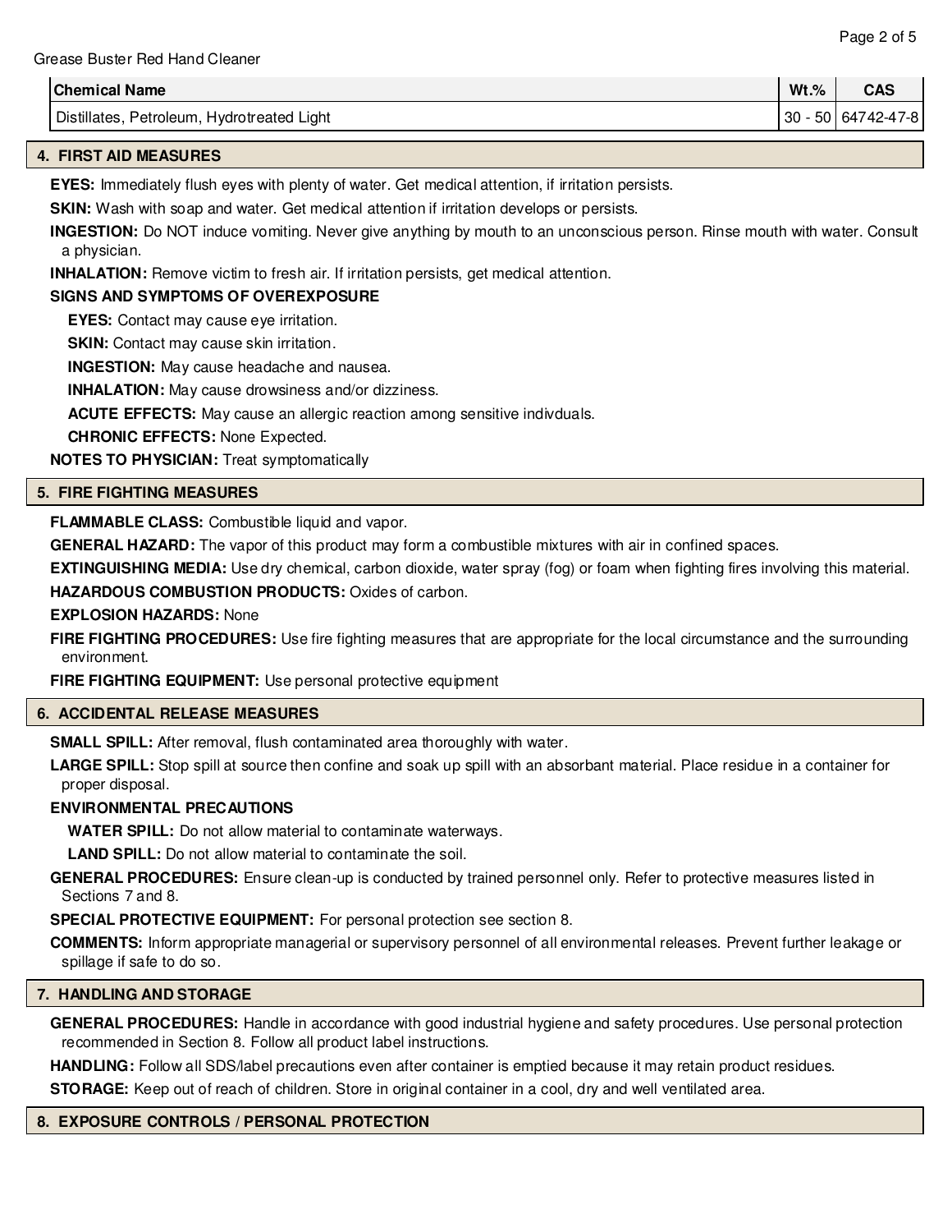| Chemical Name | Wt.% | CAS |
|---|---|---|
| Distillates, Petroleum, Hydrotreated Light | 30 - 50 | 64742-47-8 |

## 4. FIRST AID MEASURES

**EYES:** Immediately flush eyes with plenty of water. Get medical attention, if irritation persists.

**SKIN:** Wash with soap and water. Get medical attention if irritation develops or persists.

**INGESTION:** Do NOT induce vomiting. Never give anything by mouth to an unconscious person. Rinse mouth with water. Consult a physician.

**INHALATION:** Remove victim to fresh air. If irritation persists, get medical attention.

**SIGNS AND SYMPTOMS OF OVEREXPOSURE**

**EYES:** Contact may cause eye irritation.

**SKIN:** Contact may cause skin irritation.

**INGESTION:** May cause headache and nausea.

**INHALATION:** May cause drowsiness and/or dizziness.

**ACUTE EFFECTS:** May cause an allergic reaction among sensitive indivduals.

**CHRONIC EFFECTS:** None Expected.

**NOTES TO PHYSICIAN:** Treat symptomatically

## 5. FIRE FIGHTING MEASURES

**FLAMMABLE CLASS:** Combustible liquid and vapor.

**GENERAL HAZARD:** The vapor of this product may form a combustible mixtures with air in confined spaces.

**EXTINGUISHING MEDIA:** Use dry chemical, carbon dioxide, water spray (fog) or foam when fighting fires involving this material.

**HAZARDOUS COMBUSTION PRODUCTS:** Oxides of carbon.

**EXPLOSION HAZARDS:** None

**FIRE FIGHTING PROCEDURES:** Use fire fighting measures that are appropriate for the local circumstance and the surrounding environment.

**FIRE FIGHTING EQUIPMENT:** Use personal protective equipment

## 6. ACCIDENTAL RELEASE MEASURES

**SMALL SPILL:** After removal, flush contaminated area thoroughly with water.

**LARGE SPILL:** Stop spill at source then confine and soak up spill with an absorbant material. Place residue in a container for proper disposal.

**ENVIRONMENTAL PRECAUTIONS**

**WATER SPILL:** Do not allow material to contaminate waterways.

**LAND SPILL:** Do not allow material to contaminate the soil.

**GENERAL PROCEDURES:** Ensure clean-up is conducted by trained personnel only. Refer to protective measures listed in Sections 7 and 8.

**SPECIAL PROTECTIVE EQUIPMENT:** For personal protection see section 8.

**COMMENTS:** Inform appropriate managerial or supervisory personnel of all environmental releases. Prevent further leakage or spillage if safe to do so.

## 7. HANDLING AND STORAGE

**GENERAL PROCEDURES:** Handle in accordance with good industrial hygiene and safety procedures. Use personal protection recommended in Section 8. Follow all product label instructions.

**HANDLING:** Follow all SDS/label precautions even after container is emptied because it may retain product residues.

**STORAGE:** Keep out of reach of children. Store in original container in a cool, dry and well ventilated area.

## 8. EXPOSURE CONTROLS / PERSONAL PROTECTION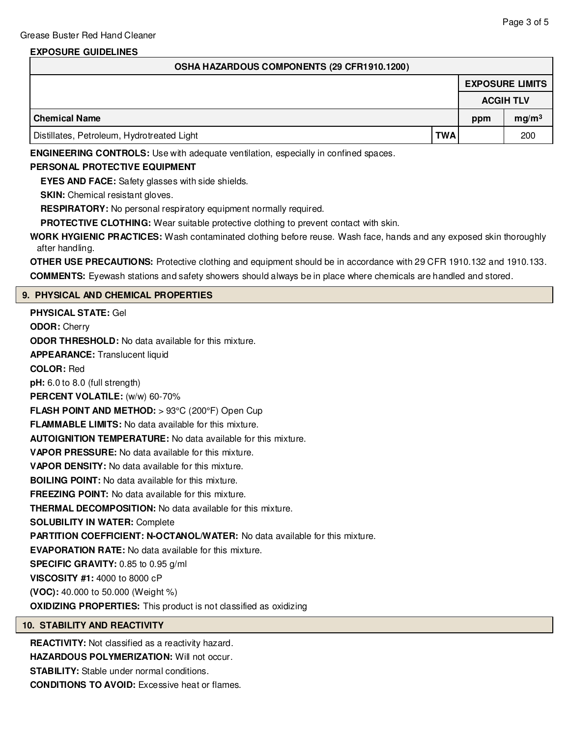**EXPOSURE GUIDELINES**

| OSHA HAZARDOUS COMPONENTS (29 CFR1910.1200) | | | |
|---|---|---|---|
| | | EXPOSURE LIMITS | |
| | | ACGIH TLV | |
| **Chemical Name** | | **ppm** | **mg/m$^3$** |
| Distillates, Petroleum, Hydrotreated Light | TWA | | 200 |

**ENGINEERING CONTROLS:** Use with adequate ventilation, especially in confined spaces.

**PERSONAL PROTECTIVE EQUIPMENT**

**EYES AND FACE:** Safety glasses with side shields.

**SKIN:** Chemical resistant gloves.

**RESPIRATORY:** No personal respiratory equipment normally required.

**PROTECTIVE CLOTHING:** Wear suitable protective clothing to prevent contact with skin.

**WORK HYGIENIC PRACTICES:** Wash contaminated clothing before reuse. Wash face, hands and any exposed skin thoroughly after handling.

**OTHER USE PRECAUTIONS:** Protective clothing and equipment should be in accordance with 29 CFR 1910.132 and 1910.133.

**COMMENTS:** Eyewash stations and safety showers should always be in place where chemicals are handled and stored.

## 9. PHYSICAL AND CHEMICAL PROPERTIES

**PHYSICAL STATE:** Gel

**ODOR:** Cherry

**ODOR THRESHOLD:** No data available for this mixture.

**APPEARANCE:** Translucent liquid

**COLOR:** Red

**pH:** 6.0 to 8.0 (full strength)

**PERCENT VOLATILE:** (w/w) 60-70%

**FLASH POINT AND METHOD:** > 93°C (200°F) Open Cup

**FLAMMABLE LIMITS:** No data available for this mixture.

**AUTOIGNITION TEMPERATURE:** No data available for this mixture.

**VAPOR PRESSURE:** No data available for this mixture.

**VAPOR DENSITY:** No data available for this mixture.

**BOILING POINT:** No data available for this mixture.

**FREEZING POINT:** No data available for this mixture.

**THERMAL DECOMPOSITION:** No data available for this mixture.

**SOLUBILITY IN WATER:** Complete

**PARTITION COEFFICIENT: N-OCTANOL/WATER:** No data available for this mixture.

**EVAPORATION RATE:** No data available for this mixture.

**SPECIFIC GRAVITY:** 0.85 to 0.95 g/ml

**VISCOSITY #1:** 4000 to 8000 cP

**(VOC):** 40.000 to 50.000 (Weight %)

**OXIDIZING PROPERTIES:** This product is not classified as oxidizing

## 10. STABILITY AND REACTIVITY

**REACTIVITY:** Not classified as a reactivity hazard.

**HAZARDOUS POLYMERIZATION:** Will not occur.

**STABILITY:** Stable under normal conditions.

**CONDITIONS TO AVOID:** Excessive heat or flames.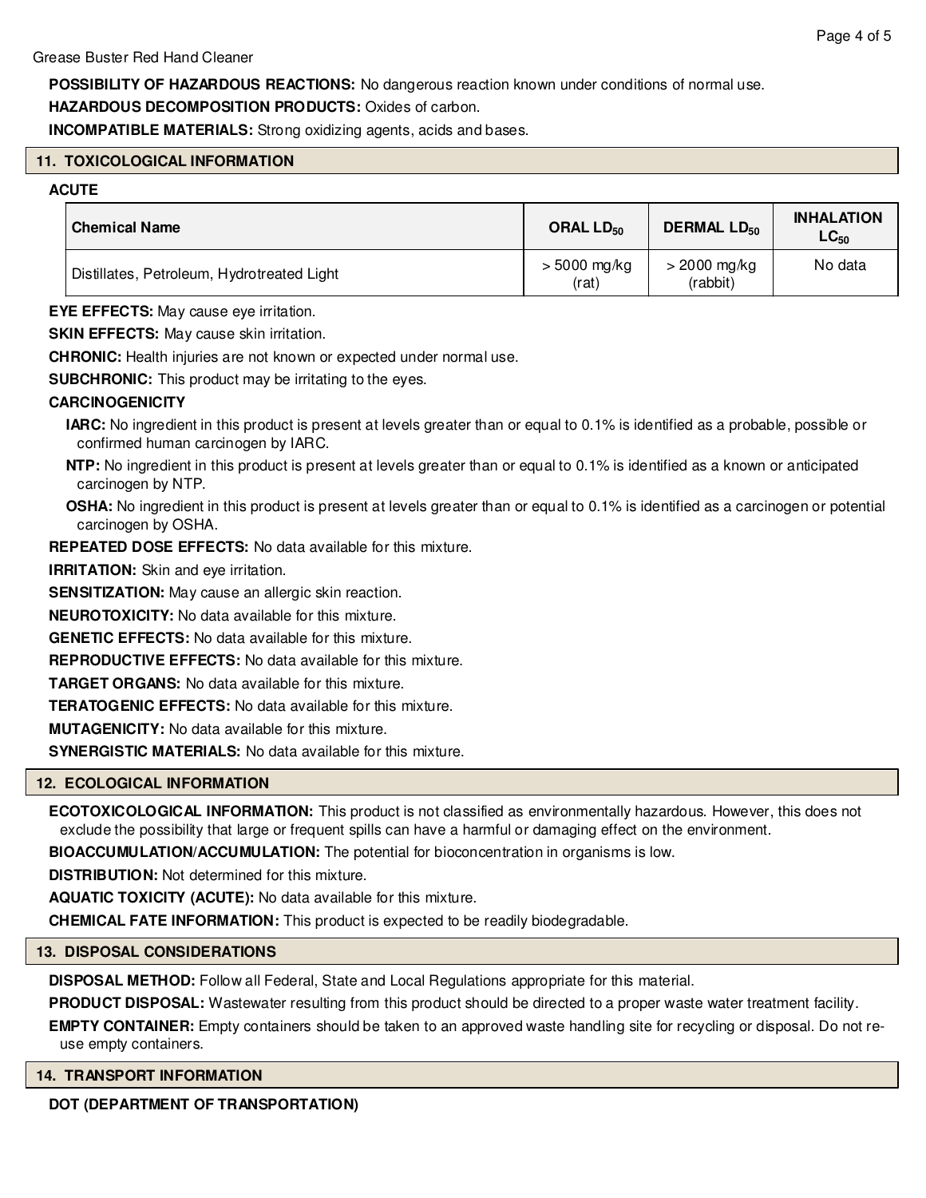**POSSIBILITY OF HAZARDOUS REACTIONS:** No dangerous reaction known under conditions of normal use.

**HAZARDOUS DECOMPOSITION PRODUCTS:** Oxides of carbon.

**INCOMPATIBLE MATERIALS:** Strong oxidizing agents, acids and bases.

## 11. TOXICOLOGICAL INFORMATION

**ACUTE**

| Chemical Name | ORAL $LD_{50}$ | DERMAL $LD_{50}$ | INHALATION $LC_{50}$ |
|---|---|---|---|
| Distillates, Petroleum, Hydrotreated Light | > 5000 mg/kg (rat) | > 2000 mg/kg (rabbit) | No data |

**EYE EFFECTS:** May cause eye irritation.

**SKIN EFFECTS:** May cause skin irritation.

**CHRONIC:** Health injuries are not known or expected under normal use.

**SUBCHRONIC:** This product may be irritating to the eyes.

**CARCINOGENICITY**

**IARC:** No ingredient in this product is present at levels greater than or equal to 0.1% is identified as a probable, possible or confirmed human carcinogen by IARC.

**NTP:** No ingredient in this product is present at levels greater than or equal to 0.1% is identified as a known or anticipated carcinogen by NTP.

**OSHA:** No ingredient in this product is present at levels greater than or equal to 0.1% is identified as a carcinogen or potential carcinogen by OSHA.

**REPEATED DOSE EFFECTS:** No data available for this mixture.

**IRRITATION:** Skin and eye irritation.

**SENSITIZATION:** May cause an allergic skin reaction.

**NEUROTOXICITY:** No data available for this mixture.

**GENETIC EFFECTS:** No data available for this mixture.

**REPRODUCTIVE EFFECTS:** No data available for this mixture.

**TARGET ORGANS:** No data available for this mixture.

**TERATOGENIC EFFECTS:** No data available for this mixture.

**MUTAGENICITY:** No data available for this mixture.

**SYNERGISTIC MATERIALS:** No data available for this mixture.

## 12. ECOLOGICAL INFORMATION

**ECOTOXICOLOGICAL INFORMATION:** This product is not classified as environmentally hazardous. However, this does not exclude the possibility that large or frequent spills can have a harmful or damaging effect on the environment.

**BIOACCUMULATION/ACCUMULATION:** The potential for bioconcentration in organisms is low.

**DISTRIBUTION:** Not determined for this mixture.

**AQUATIC TOXICITY (ACUTE):** No data available for this mixture.

**CHEMICAL FATE INFORMATION:** This product is expected to be readily biodegradable.

## 13. DISPOSAL CONSIDERATIONS

**DISPOSAL METHOD:** Follow all Federal, State and Local Regulations appropriate for this material.

**PRODUCT DISPOSAL:** Wastewater resulting from this product should be directed to a proper waste water treatment facility.

**EMPTY CONTAINER:** Empty containers should be taken to an approved waste handling site for recycling or disposal. Do not re-use empty containers.

## 14. TRANSPORT INFORMATION

**DOT (DEPARTMENT OF TRANSPORTATION)**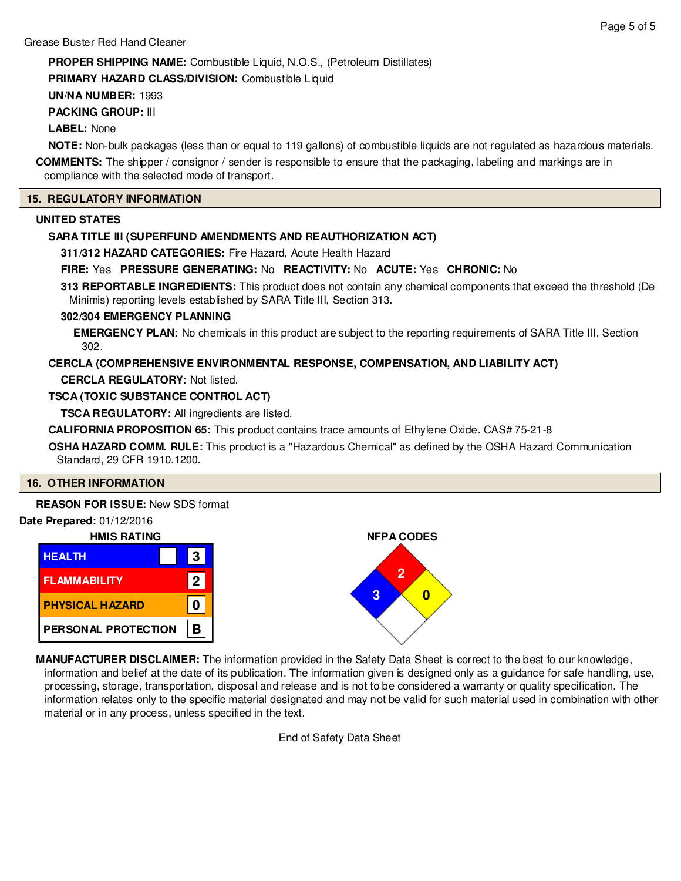PROPER SHIPPING NAME: Combustible Liquid, N.O.S., (Petroleum Distillates)

**PRIMARY HAZARD CLASS/DIVISION:** Combustible Liquid

**UN/NA NUMBER:** 1993

**PACKING GROUP:** III

**LABEL:** None

**NOTE:** Non-bulk packages (less than or equal to 119 gallons) of combustible liquids are not regulated as hazardous materials.

**COMMENTS:** The shipper / consignor / sender is responsible to ensure that the packaging, labeling and markings are in compliance with the selected mode of transport.

## 15. REGULATORY INFORMATION

**UNITED STATES**

**SARA TITLE III (SUPERFUND AMENDMENTS AND REAUTHORIZATION ACT)**

**311/312 HAZARD CATEGORIES:** Fire Hazard, Acute Health Hazard

**FIRE:** Yes **PRESSURE GENERATING:** No **REACTIVITY:** No **ACUTE:** Yes **CHRONIC:** No

**313 REPORTABLE INGREDIENTS:** This product does not contain any chemical components that exceed the threshold (De Minimis) reporting levels established by SARA Title III, Section 313.

**302/304 EMERGENCY PLANNING**

**EMERGENCY PLAN:** No chemicals in this product are subject to the reporting requirements of SARA Title III, Section 302.

**CERCLA (COMPREHENSIVE ENVIRONMENTAL RESPONSE, COMPENSATION, AND LIABILITY ACT)**

**CERCLA REGULATORY:** Not listed.

**TSCA (TOXIC SUBSTANCE CONTROL ACT)**

**TSCA REGULATORY:** All ingredients are listed.

**CALIFORNIA PROPOSITION 65:** This product contains trace amounts of Ethylene Oxide. CAS# 75-21-8

**OSHA HAZARD COMM. RULE:** This product is a "Hazardous Chemical" as defined by the OSHA Hazard Communication Standard, 29 CFR 1910.1200.

## 16. OTHER INFORMATION

**REASON FOR ISSUE:** New SDS format

**Date Prepared:** 01/12/2016

**HMIS RATING**

| | |
|---|---|
| HEALTH | 3 |
| FLAMMABILITY | 2 |
| PHYSICAL HAZARD | 0 |
| PERSONAL PROTECTION | B |

**NFPA CODES**

2

3

0

**MANUFACTURER DISCLAIMER:** The information provided in the Safety Data Sheet is correct to the best fo our knowledge, information and belief at the date of its publication. The information given is designed only as a guidance for safe handling, use, processing, storage, transportation, disposal and release and is not to be considered a warranty or quality specification. The information relates only to the specific material designated and may not be valid for such material used in combination with other material or in any process, unless specified in the text.

End of Safety Data Sheet